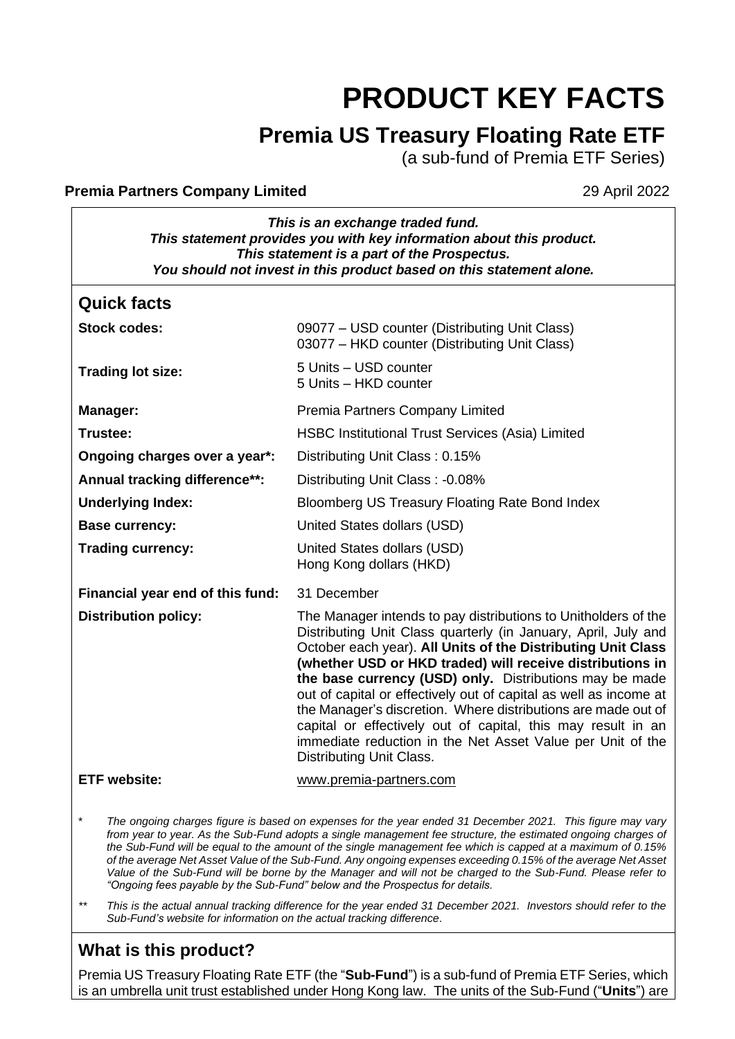# PRODUCT KEY FACTS

## Premia US Treasury Floating Rate ETF

(a sub-fund of Premia ETF Series)

**Premia Partners Company Limited** 29 April 2022

***This is an exchange traded fund.***
***This statement provides you with key information about this product.***
***This statement is a part of the Prospectus.***
***You should not invest in this product based on this statement alone.***

## Quick facts

| | |
|---|---|
| **Stock codes:** | 09077 – USD counter (Distributing Unit Class)<br>03077 – HKD counter (Distributing Unit Class) |
| **Trading lot size:** | 5 Units – USD counter<br>5 Units – HKD counter |
| **Manager:** | Premia Partners Company Limited |
| **Trustee:** | HSBC Institutional Trust Services (Asia) Limited |
| **Ongoing charges over a year*:** | Distributing Unit Class : 0.15% |
| **Annual tracking difference**:** | Distributing Unit Class : -0.08% |
| **Underlying Index:** | Bloomberg US Treasury Floating Rate Bond Index |
| **Base currency:** | United States dollars (USD) |
| **Trading currency:** | United States dollars (USD)<br>Hong Kong dollars (HKD) |
| **Financial year end of this fund:** | 31 December |
| **Distribution policy:** | The Manager intends to pay distributions to Unitholders of the Distributing Unit Class quarterly (in January, April, July and October each year). **All Units of the Distributing Unit Class (whether USD or HKD traded) will receive distributions in the base currency (USD) only.** Distributions may be made out of capital or effectively out of capital as well as income at the Manager's discretion. Where distributions are made out of capital or effectively out of capital, this may result in an immediate reduction in the Net Asset Value per Unit of the Distributing Unit Class. |
| **ETF website:** | www.premia-partners.com |

\* *The ongoing charges figure is based on expenses for the year ended 31 December 2021. This figure may vary from year to year. As the Sub-Fund adopts a single management fee structure, the estimated ongoing charges of the Sub-Fund will be equal to the amount of the single management fee which is capped at a maximum of 0.15% of the average Net Asset Value of the Sub-Fund. Any ongoing expenses exceeding 0.15% of the average Net Asset Value of the Sub-Fund will be borne by the Manager and will not be charged to the Sub-Fund. Please refer to "Ongoing fees payable by the Sub-Fund" below and the Prospectus for details.*

\*\* *This is the actual annual tracking difference for the year ended 31 December 2021. Investors should refer to the Sub-Fund's website for information on the actual tracking difference.*

## What is this product?

Premia US Treasury Floating Rate ETF (the "**Sub-Fund**") is a sub-fund of Premia ETF Series, which is an umbrella unit trust established under Hong Kong law. The units of the Sub-Fund ("**Units**") are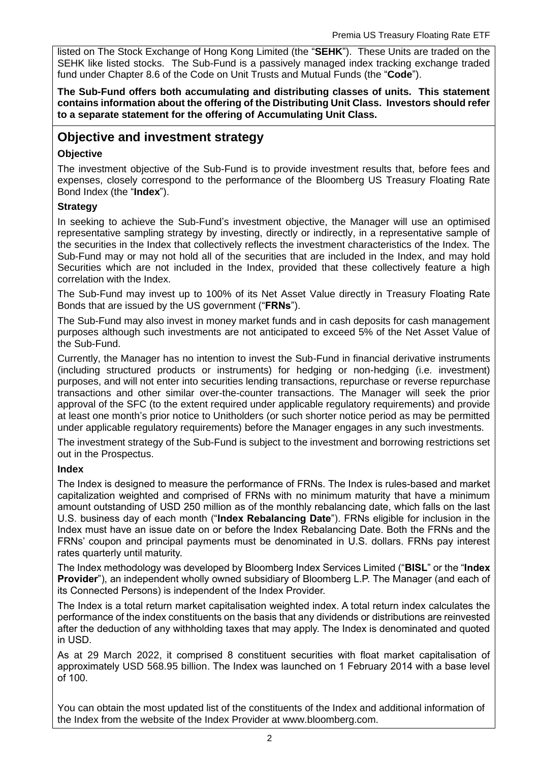listed on The Stock Exchange of Hong Kong Limited (the "**SEHK**"). These Units are traded on the SEHK like listed stocks. The Sub-Fund is a passively managed index tracking exchange traded fund under Chapter 8.6 of the Code on Unit Trusts and Mutual Funds (the "**Code**").

**The Sub-Fund offers both accumulating and distributing classes of units. This statement contains information about the offering of the Distributing Unit Class. Investors should refer to a separate statement for the offering of Accumulating Unit Class.**

## Objective and investment strategy

### Objective

The investment objective of the Sub-Fund is to provide investment results that, before fees and expenses, closely correspond to the performance of the Bloomberg US Treasury Floating Rate Bond Index (the "**Index**").

### Strategy

In seeking to achieve the Sub-Fund's investment objective, the Manager will use an optimised representative sampling strategy by investing, directly or indirectly, in a representative sample of the securities in the Index that collectively reflects the investment characteristics of the Index. The Sub-Fund may or may not hold all of the securities that are included in the Index, and may hold Securities which are not included in the Index, provided that these collectively feature a high correlation with the Index.

The Sub-Fund may invest up to 100% of its Net Asset Value directly in Treasury Floating Rate Bonds that are issued by the US government ("**FRNs**").

The Sub-Fund may also invest in money market funds and in cash deposits for cash management purposes although such investments are not anticipated to exceed 5% of the Net Asset Value of the Sub-Fund.

Currently, the Manager has no intention to invest the Sub-Fund in financial derivative instruments (including structured products or instruments) for hedging or non-hedging (i.e. investment) purposes, and will not enter into securities lending transactions, repurchase or reverse repurchase transactions and other similar over-the-counter transactions. The Manager will seek the prior approval of the SFC (to the extent required under applicable regulatory requirements) and provide at least one month's prior notice to Unitholders (or such shorter notice period as may be permitted under applicable regulatory requirements) before the Manager engages in any such investments.

The investment strategy of the Sub-Fund is subject to the investment and borrowing restrictions set out in the Prospectus.

### Index

The Index is designed to measure the performance of FRNs. The Index is rules-based and market capitalization weighted and comprised of FRNs with no minimum maturity that have a minimum amount outstanding of USD 250 million as of the monthly rebalancing date, which falls on the last U.S. business day of each month ("**Index Rebalancing Date**"). FRNs eligible for inclusion in the Index must have an issue date on or before the Index Rebalancing Date. Both the FRNs and the FRNs' coupon and principal payments must be denominated in U.S. dollars. FRNs pay interest rates quarterly until maturity.

The Index methodology was developed by Bloomberg Index Services Limited ("**BISL**" or the "**Index Provider**"), an independent wholly owned subsidiary of Bloomberg L.P. The Manager (and each of its Connected Persons) is independent of the Index Provider.

The Index is a total return market capitalisation weighted index. A total return index calculates the performance of the index constituents on the basis that any dividends or distributions are reinvested after the deduction of any withholding taxes that may apply. The Index is denominated and quoted in USD.

As at 29 March 2022, it comprised 8 constituent securities with float market capitalisation of approximately USD 568.95 billion. The Index was launched on 1 February 2014 with a base level of 100.

You can obtain the most updated list of the constituents of the Index and additional information of the Index from the website of the Index Provider at www.bloomberg.com.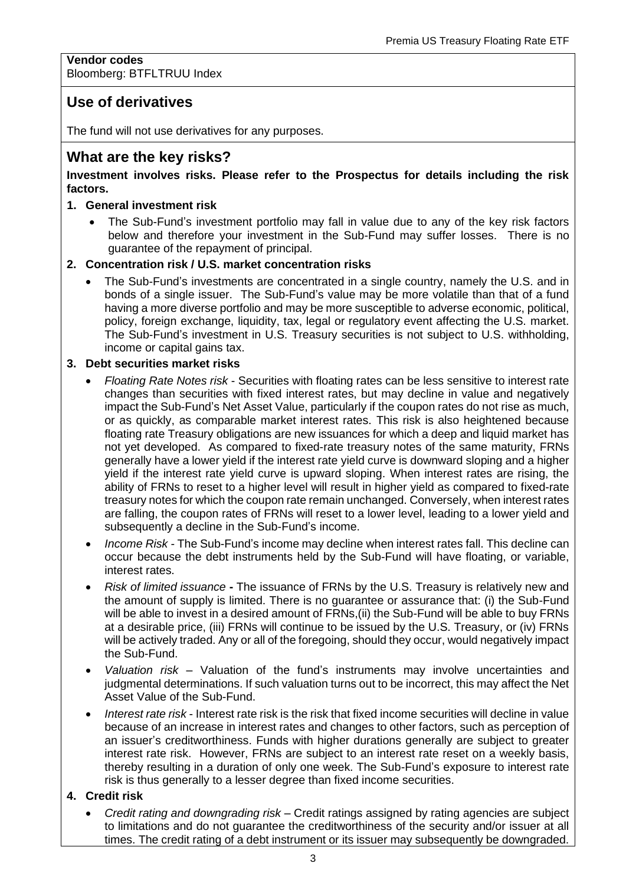**Vendor codes**
Bloomberg: BTFLTRUU Index

## Use of derivatives

The fund will not use derivatives for any purposes.

## What are the key risks?

**Investment involves risks. Please refer to the Prospectus for details including the risk factors.**

1. **General investment risk**
   - The Sub-Fund's investment portfolio may fall in value due to any of the key risk factors below and therefore your investment in the Sub-Fund may suffer losses. There is no guarantee of the repayment of principal.

2. **Concentration risk / U.S. market concentration risks**
   - The Sub-Fund's investments are concentrated in a single country, namely the U.S. and in bonds of a single issuer. The Sub-Fund's value may be more volatile than that of a fund having a more diverse portfolio and may be more susceptible to adverse economic, political, policy, foreign exchange, liquidity, tax, legal or regulatory event affecting the U.S. market. The Sub-Fund's investment in U.S. Treasury securities is not subject to U.S. withholding, income or capital gains tax.

3. **Debt securities market risks**
   - *Floating Rate Notes risk* - Securities with floating rates can be less sensitive to interest rate changes than securities with fixed interest rates, but may decline in value and negatively impact the Sub-Fund's Net Asset Value, particularly if the coupon rates do not rise as much, or as quickly, as comparable market interest rates. This risk is also heightened because floating rate Treasury obligations are new issuances for which a deep and liquid market has not yet developed. As compared to fixed-rate treasury notes of the same maturity, FRNs generally have a lower yield if the interest rate yield curve is downward sloping and a higher yield if the interest rate yield curve is upward sloping. When interest rates are rising, the ability of FRNs to reset to a higher level will result in higher yield as compared to fixed-rate treasury notes for which the coupon rate remain unchanged. Conversely, when interest rates are falling, the coupon rates of FRNs will reset to a lower level, leading to a lower yield and subsequently a decline in the Sub-Fund's income.
   - *Income Risk* - The Sub-Fund's income may decline when interest rates fall. This decline can occur because the debt instruments held by the Sub-Fund will have floating, or variable, interest rates.
   - *Risk of limited issuance* **-** The issuance of FRNs by the U.S. Treasury is relatively new and the amount of supply is limited. There is no guarantee or assurance that: (i) the Sub-Fund will be able to invest in a desired amount of FRNs,(ii) the Sub-Fund will be able to buy FRNs at a desirable price, (iii) FRNs will continue to be issued by the U.S. Treasury, or (iv) FRNs will be actively traded. Any or all of the foregoing, should they occur, would negatively impact the Sub-Fund.
   - *Valuation risk* – Valuation of the fund's instruments may involve uncertainties and judgmental determinations. If such valuation turns out to be incorrect, this may affect the Net Asset Value of the Sub-Fund.
   - *Interest rate risk* - Interest rate risk is the risk that fixed income securities will decline in value because of an increase in interest rates and changes to other factors, such as perception of an issuer's creditworthiness. Funds with higher durations generally are subject to greater interest rate risk. However, FRNs are subject to an interest rate reset on a weekly basis, thereby resulting in a duration of only one week. The Sub-Fund's exposure to interest rate risk is thus generally to a lesser degree than fixed income securities.

4. **Credit risk**
   - *Credit rating and downgrading risk* – Credit ratings assigned by rating agencies are subject to limitations and do not guarantee the creditworthiness of the security and/or issuer at all times. The credit rating of a debt instrument or its issuer may subsequently be downgraded.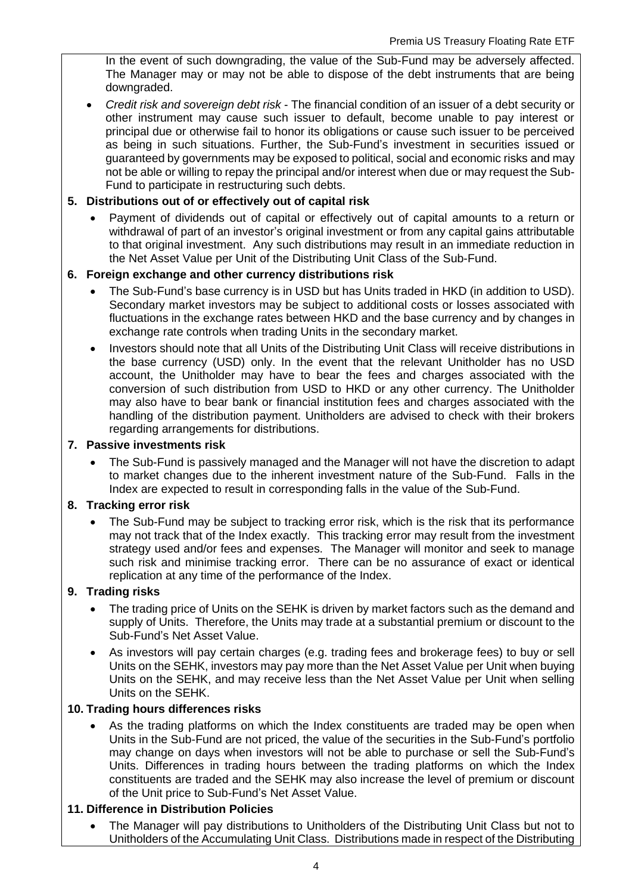In the event of such downgrading, the value of the Sub-Fund may be adversely affected. The Manager may or may not be able to dispose of the debt instruments that are being downgraded.

- *Credit risk and sovereign debt risk* - The financial condition of an issuer of a debt security or other instrument may cause such issuer to default, become unable to pay interest or principal due or otherwise fail to honor its obligations or cause such issuer to be perceived as being in such situations. Further, the Sub-Fund's investment in securities issued or guaranteed by governments may be exposed to political, social and economic risks and may not be able or willing to repay the principal and/or interest when due or may request the Sub-Fund to participate in restructuring such debts.

**5. Distributions out of or effectively out of capital risk**

- Payment of dividends out of capital or effectively out of capital amounts to a return or withdrawal of part of an investor's original investment or from any capital gains attributable to that original investment. Any such distributions may result in an immediate reduction in the Net Asset Value per Unit of the Distributing Unit Class of the Sub-Fund.

**6. Foreign exchange and other currency distributions risk**

- The Sub-Fund's base currency is in USD but has Units traded in HKD (in addition to USD). Secondary market investors may be subject to additional costs or losses associated with fluctuations in the exchange rates between HKD and the base currency and by changes in exchange rate controls when trading Units in the secondary market.
- Investors should note that all Units of the Distributing Unit Class will receive distributions in the base currency (USD) only. In the event that the relevant Unitholder has no USD account, the Unitholder may have to bear the fees and charges associated with the conversion of such distribution from USD to HKD or any other currency. The Unitholder may also have to bear bank or financial institution fees and charges associated with the handling of the distribution payment. Unitholders are advised to check with their brokers regarding arrangements for distributions.

**7. Passive investments risk**

- The Sub-Fund is passively managed and the Manager will not have the discretion to adapt to market changes due to the inherent investment nature of the Sub-Fund. Falls in the Index are expected to result in corresponding falls in the value of the Sub-Fund.

**8. Tracking error risk**

- The Sub-Fund may be subject to tracking error risk, which is the risk that its performance may not track that of the Index exactly. This tracking error may result from the investment strategy used and/or fees and expenses. The Manager will monitor and seek to manage such risk and minimise tracking error. There can be no assurance of exact or identical replication at any time of the performance of the Index.

**9. Trading risks**

- The trading price of Units on the SEHK is driven by market factors such as the demand and supply of Units. Therefore, the Units may trade at a substantial premium or discount to the Sub-Fund's Net Asset Value.
- As investors will pay certain charges (e.g. trading fees and brokerage fees) to buy or sell Units on the SEHK, investors may pay more than the Net Asset Value per Unit when buying Units on the SEHK, and may receive less than the Net Asset Value per Unit when selling Units on the SEHK.

**10. Trading hours differences risks**

- As the trading platforms on which the Index constituents are traded may be open when Units in the Sub-Fund are not priced, the value of the securities in the Sub-Fund's portfolio may change on days when investors will not be able to purchase or sell the Sub-Fund's Units. Differences in trading hours between the trading platforms on which the Index constituents are traded and the SEHK may also increase the level of premium or discount of the Unit price to Sub-Fund's Net Asset Value.

**11. Difference in Distribution Policies**

- The Manager will pay distributions to Unitholders of the Distributing Unit Class but not to Unitholders of the Accumulating Unit Class. Distributions made in respect of the Distributing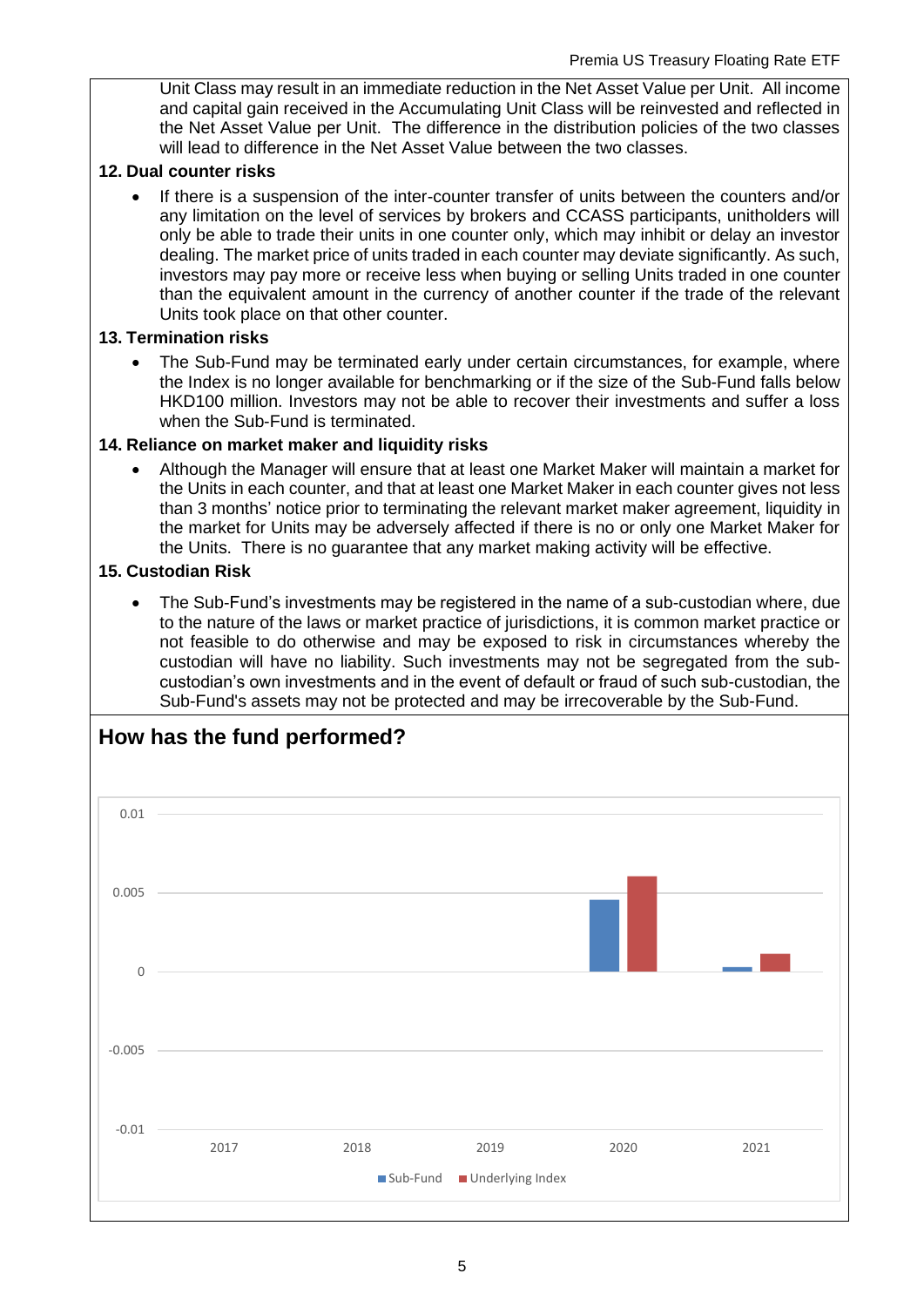Unit Class may result in an immediate reduction in the Net Asset Value per Unit. All income and capital gain received in the Accumulating Unit Class will be reinvested and reflected in the Net Asset Value per Unit. The difference in the distribution policies of the two classes will lead to difference in the Net Asset Value between the two classes.

**12. Dual counter risks**

- If there is a suspension of the inter-counter transfer of units between the counters and/or any limitation on the level of services by brokers and CCASS participants, unitholders will only be able to trade their units in one counter only, which may inhibit or delay an investor dealing. The market price of units traded in each counter may deviate significantly. As such, investors may pay more or receive less when buying or selling Units traded in one counter than the equivalent amount in the currency of another counter if the trade of the relevant Units took place on that other counter.

**13. Termination risks**

- The Sub-Fund may be terminated early under certain circumstances, for example, where the Index is no longer available for benchmarking or if the size of the Sub-Fund falls below HKD100 million. Investors may not be able to recover their investments and suffer a loss when the Sub-Fund is terminated.

**14. Reliance on market maker and liquidity risks**

- Although the Manager will ensure that at least one Market Maker will maintain a market for the Units in each counter, and that at least one Market Maker in each counter gives not less than 3 months' notice prior to terminating the relevant market maker agreement, liquidity in the market for Units may be adversely affected if there is no or only one Market Maker for the Units. There is no guarantee that any market making activity will be effective.

**15. Custodian Risk**

- The Sub-Fund's investments may be registered in the name of a sub-custodian where, due to the nature of the laws or market practice of jurisdictions, it is common market practice or not feasible to do otherwise and may be exposed to risk in circumstances whereby the custodian will have no liability. Such investments may not be segregated from the sub-custodian's own investments and in the event of default or fraud of such sub-custodian, the Sub-Fund's assets may not be protected and may be irrecoverable by the Sub-Fund.

## How has the fund performed?

0.01

0.005

0

-0.005

-0.01

2017 2018 2019 2020 2021

Sub-Fund   Underlying Index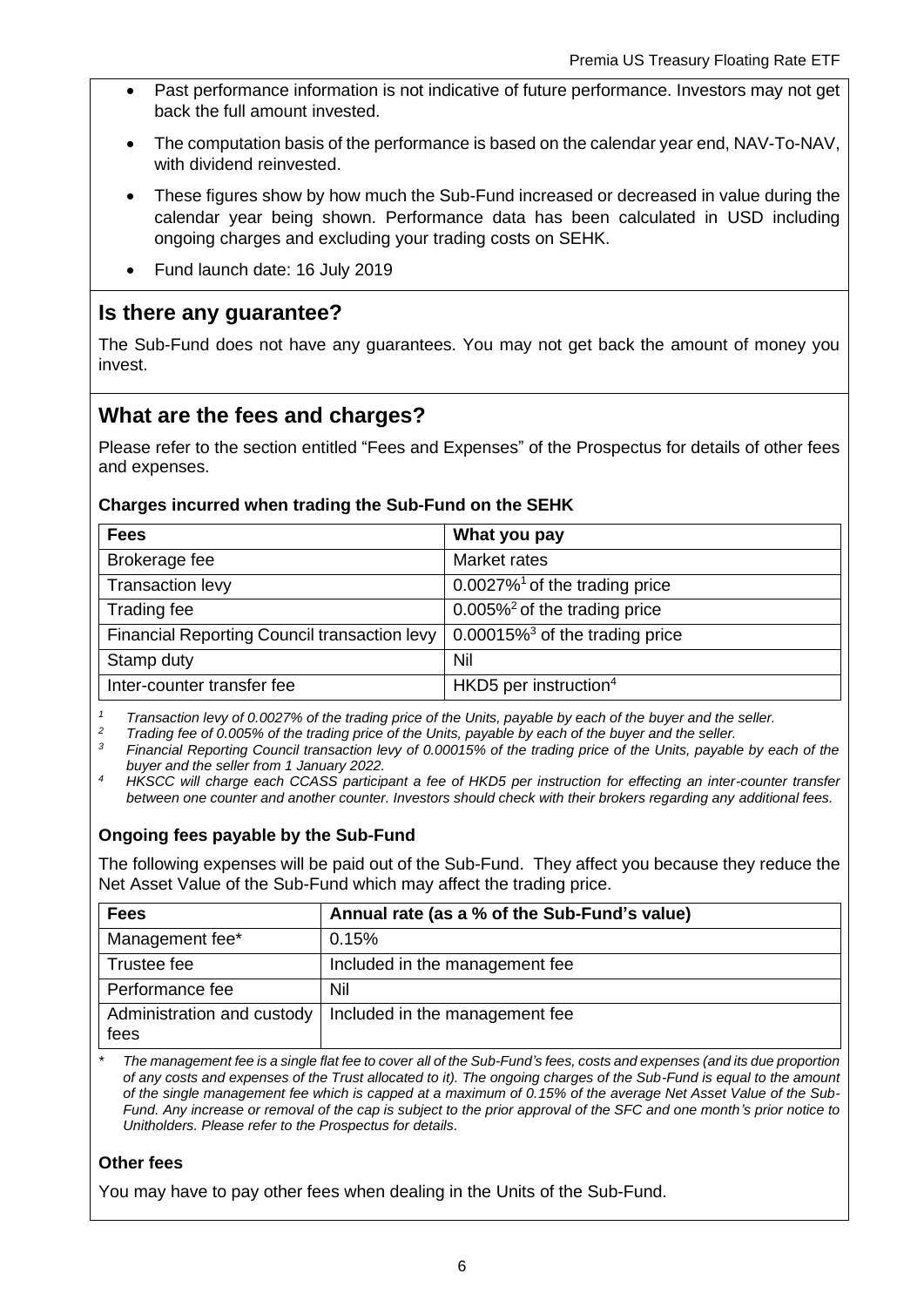- Past performance information is not indicative of future performance. Investors may not get back the full amount invested.
- The computation basis of the performance is based on the calendar year end, NAV-To-NAV, with dividend reinvested.
- These figures show by how much the Sub-Fund increased or decreased in value during the calendar year being shown. Performance data has been calculated in USD including ongoing charges and excluding your trading costs on SEHK.
- Fund launch date: 16 July 2019

## Is there any guarantee?

The Sub-Fund does not have any guarantees. You may not get back the amount of money you invest.

## What are the fees and charges?

Please refer to the section entitled "Fees and Expenses" of the Prospectus for details of other fees and expenses.

### Charges incurred when trading the Sub-Fund on the SEHK

| Fees | What you pay |
|---|---|
| Brokerage fee | Market rates |
| Transaction levy | 0.0027%[1] of the trading price |
| Trading fee | 0.005%[2] of the trading price |
| Financial Reporting Council transaction levy | 0.00015%[3] of the trading price |
| Stamp duty | Nil |
| Inter-counter transfer fee | HKD5 per instruction[4] |

*[1] Transaction levy of 0.0027% of the trading price of the Units, payable by each of the buyer and the seller.*

*[2] Trading fee of 0.005% of the trading price of the Units, payable by each of the buyer and the seller.*

*[3] Financial Reporting Council transaction levy of 0.00015% of the trading price of the Units, payable by each of the buyer and the seller from 1 January 2022.*

*[4] HKSCC will charge each CCASS participant a fee of HKD5 per instruction for effecting an inter-counter transfer between one counter and another counter. Investors should check with their brokers regarding any additional fees.*

### Ongoing fees payable by the Sub-Fund

The following expenses will be paid out of the Sub-Fund. They affect you because they reduce the Net Asset Value of the Sub-Fund which may affect the trading price.

| Fees | Annual rate (as a % of the Sub-Fund's value) |
|---|---|
| Management fee* | 0.15% |
| Trustee fee | Included in the management fee |
| Performance fee | Nil |
| Administration and custody fees | Included in the management fee |

*\* The management fee is a single flat fee to cover all of the Sub-Fund's fees, costs and expenses (and its due proportion of any costs and expenses of the Trust allocated to it). The ongoing charges of the Sub-Fund is equal to the amount of the single management fee which is capped at a maximum of 0.15% of the average Net Asset Value of the Sub-Fund. Any increase or removal of the cap is subject to the prior approval of the SFC and one month's prior notice to Unitholders. Please refer to the Prospectus for details.*

### Other fees

You may have to pay other fees when dealing in the Units of the Sub-Fund.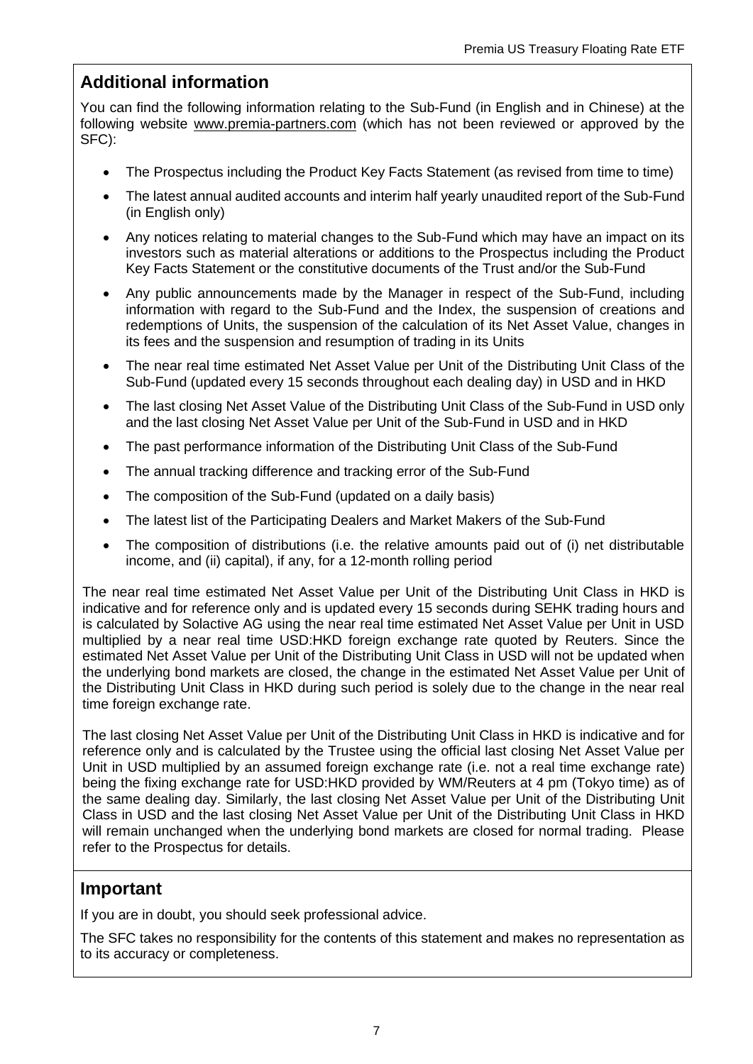## Additional information

You can find the following information relating to the Sub-Fund (in English and in Chinese) at the following website www.premia-partners.com (which has not been reviewed or approved by the SFC):

- The Prospectus including the Product Key Facts Statement (as revised from time to time)
- The latest annual audited accounts and interim half yearly unaudited report of the Sub-Fund (in English only)
- Any notices relating to material changes to the Sub-Fund which may have an impact on its investors such as material alterations or additions to the Prospectus including the Product Key Facts Statement or the constitutive documents of the Trust and/or the Sub-Fund
- Any public announcements made by the Manager in respect of the Sub-Fund, including information with regard to the Sub-Fund and the Index, the suspension of creations and redemptions of Units, the suspension of the calculation of its Net Asset Value, changes in its fees and the suspension and resumption of trading in its Units
- The near real time estimated Net Asset Value per Unit of the Distributing Unit Class of the Sub-Fund (updated every 15 seconds throughout each dealing day) in USD and in HKD
- The last closing Net Asset Value of the Distributing Unit Class of the Sub-Fund in USD only and the last closing Net Asset Value per Unit of the Sub-Fund in USD and in HKD
- The past performance information of the Distributing Unit Class of the Sub-Fund
- The annual tracking difference and tracking error of the Sub-Fund
- The composition of the Sub-Fund (updated on a daily basis)
- The latest list of the Participating Dealers and Market Makers of the Sub-Fund
- The composition of distributions (i.e. the relative amounts paid out of (i) net distributable income, and (ii) capital), if any, for a 12-month rolling period

The near real time estimated Net Asset Value per Unit of the Distributing Unit Class in HKD is indicative and for reference only and is updated every 15 seconds during SEHK trading hours and is calculated by Solactive AG using the near real time estimated Net Asset Value per Unit in USD multiplied by a near real time USD:HKD foreign exchange rate quoted by Reuters. Since the estimated Net Asset Value per Unit of the Distributing Unit Class in USD will not be updated when the underlying bond markets are closed, the change in the estimated Net Asset Value per Unit of the Distributing Unit Class in HKD during such period is solely due to the change in the near real time foreign exchange rate.

The last closing Net Asset Value per Unit of the Distributing Unit Class in HKD is indicative and for reference only and is calculated by the Trustee using the official last closing Net Asset Value per Unit in USD multiplied by an assumed foreign exchange rate (i.e. not a real time exchange rate) being the fixing exchange rate for USD:HKD provided by WM/Reuters at 4 pm (Tokyo time) as of the same dealing day. Similarly, the last closing Net Asset Value per Unit of the Distributing Unit Class in USD and the last closing Net Asset Value per Unit of the Distributing Unit Class in HKD will remain unchanged when the underlying bond markets are closed for normal trading. Please refer to the Prospectus for details.

## Important

If you are in doubt, you should seek professional advice.

The SFC takes no responsibility for the contents of this statement and makes no representation as to its accuracy or completeness.